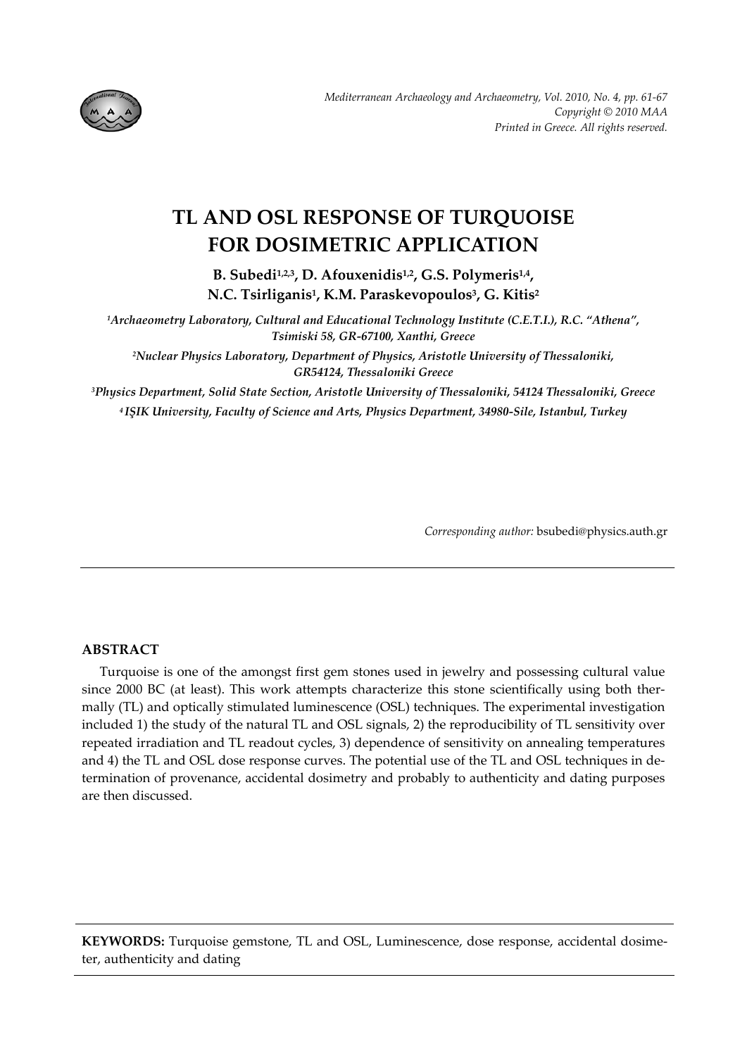# TL AND OSL RESPONSE OF TURQUOISE FOR DOSIMETRIC APPLICATION

**B. Subedi[1,2,3], D. Afouxenidis[1,2], G.S. Polymeris[1,4], N.C. Tsirliganis[1], K.M. Paraskevopoulos[3], G. Kitis[2]**

*[1]Archaeometry Laboratory, Cultural and Educational Technology Institute (C.E.T.I.), R.C. "Athena", Tsimiski 58, GR-67100, Xanthi, Greece*

*[2]Nuclear Physics Laboratory, Department of Physics, Aristotle University of Thessaloniki, GR54124, Thessaloniki Greece*

*[3]Physics Department, Solid State Section, Aristotle University of Thessaloniki, 54124 Thessaloniki, Greece*

*[4]IŞIK University, Faculty of Science and Arts, Physics Department, 34980-Sile, Istanbul, Turkey*

*Corresponding author:* bsubedi@physics.auth.gr

## ABSTRACT

Turquoise is one of the amongst first gem stones used in jewelry and possessing cultural value since 2000 BC (at least). This work attempts characterize this stone scientifically using both thermally (TL) and optically stimulated luminescence (OSL) techniques. The experimental investigation included 1) the study of the natural TL and OSL signals, 2) the reproducibility of TL sensitivity over repeated irradiation and TL readout cycles, 3) dependence of sensitivity on annealing temperatures and 4) the TL and OSL dose response curves. The potential use of the TL and OSL techniques in determination of provenance, accidental dosimetry and probably to authenticity and dating purposes are then discussed.

**KEYWORDS:** Turquoise gemstone, TL and OSL, Luminescence, dose response, accidental dosimeter, authenticity and dating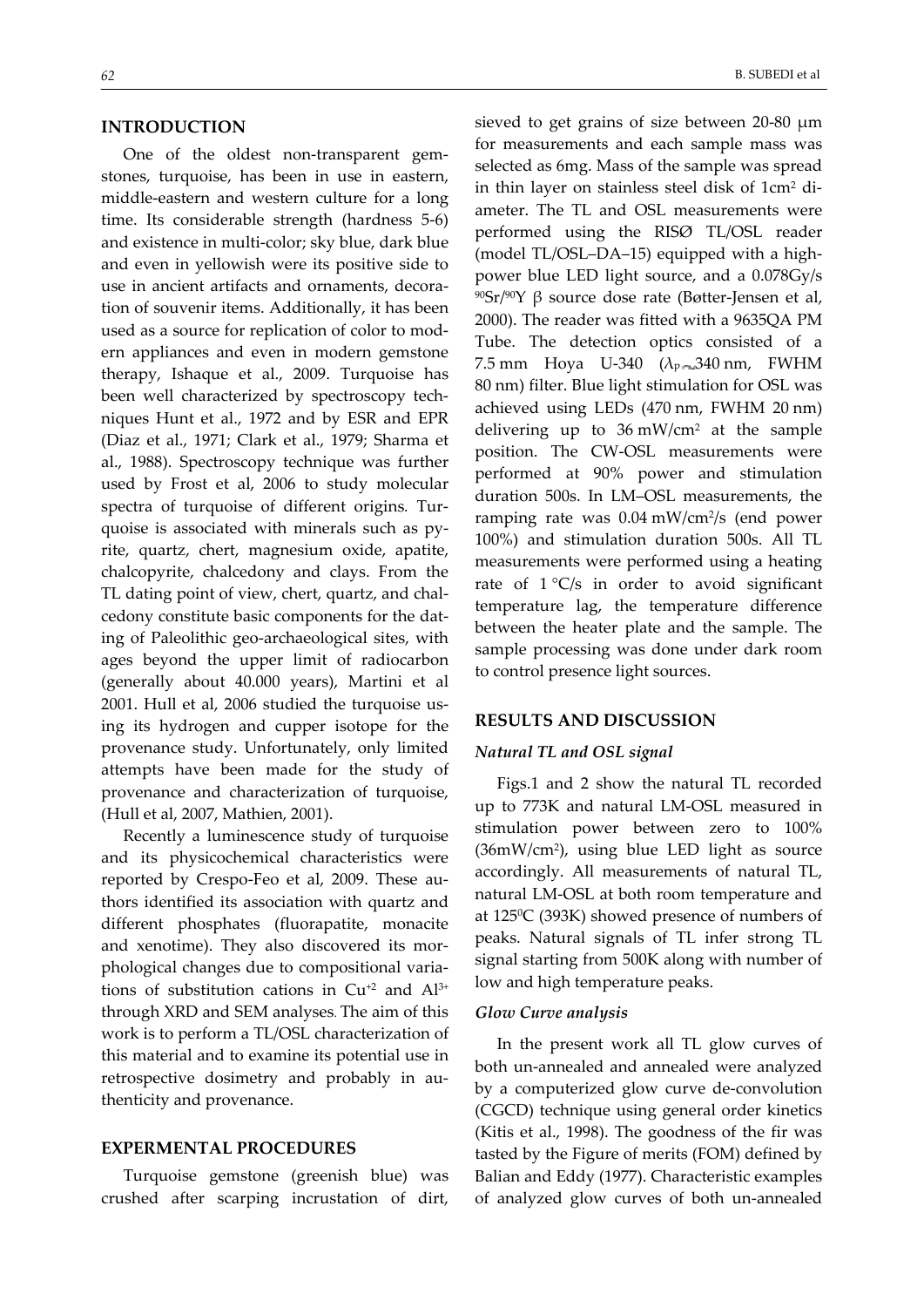## INTRODUCTION

One of the oldest non-transparent gemstones, turquoise, has been in use in eastern, middle-eastern and western culture for a long time. Its considerable strength (hardness 5-6) and existence in multi-color; sky blue, dark blue and even in yellowish were its positive side to use in ancient artifacts and ornaments, decoration of souvenir items. Additionally, it has been used as a source for replication of color to modern appliances and even in modern gemstone therapy, Ishaque et al., 2009. Turquoise has been well characterized by spectroscopy techniques Hunt et al., 1972 and by ESR and EPR (Diaz et al., 1971; Clark et al., 1979; Sharma et al., 1988). Spectroscopy technique was further used by Frost et al, 2006 to study molecular spectra of turquoise of different origins. Turquoise is associated with minerals such as pyrite, quartz, chert, magnesium oxide, apatite, chalcopyrite, chalcedony and clays. From the TL dating point of view, chert, quartz, and chalcedony constitute basic components for the dating of Paleolithic geo-archaeological sites, with ages beyond the upper limit of radiocarbon (generally about 40.000 years), Martini et al 2001. Hull et al, 2006 studied the turquoise using its hydrogen and cupper isotope for the provenance study. Unfortunately, only limited attempts have been made for the study of provenance and characterization of turquoise, (Hull et al, 2007, Mathien, 2001).

Recently a luminescence study of turquoise and its physicochemical characteristics were reported by Crespo-Feo et al, 2009. These authors identified its association with quartz and different phosphates (fluorapatite, monacite and xenotime). They also discovered its morphological changes due to compositional variations of substitution cations in $Cu^{+2}$ and $Al^{3+}$ through XRD and SEM analyses. The aim of this work is to perform a TL/OSL characterization of this material and to examine its potential use in retrospective dosimetry and probably in authenticity and provenance.

## EXPERMENTAL PROCEDURES

Turquoise gemstone (greenish blue) was crushed after scarping incrustation of dirt, sieved to get grains of size between 20-80 μm for measurements and each sample mass was selected as 6mg. Mass of the sample was spread in thin layer on stainless steel disk of 1cm$^2$ diameter. The TL and OSL measurements were performed using the RISØ TL/OSL reader (model TL/OSL–DA–15) equipped with a high-power blue LED light source, and a 0.078Gy/s $^{90}Sr/^{90}Y$ β source dose rate (Bøtter-Jensen et al, 2000). The reader was fitted with a 9635QA PM Tube. The detection optics consisted of a 7.5 mm Hoya U-340 ($\lambda_P \sim$340 nm, FWHM 80 nm) filter. Blue light stimulation for OSL was achieved using LEDs (470 nm, FWHM 20 nm) delivering up to 36 mW/cm$^2$ at the sample position. The CW-OSL measurements were performed at 90% power and stimulation duration 500s. In LM–OSL measurements, the ramping rate was 0.04 mW/cm$^2$/s (end power 100%) and stimulation duration 500s. All TL measurements were performed using a heating rate of 1 °C/s in order to avoid significant temperature lag, the temperature difference between the heater plate and the sample. The sample processing was done under dark room to control presence light sources.

## RESULTS AND DISCUSSION

### *Natural TL and OSL signal*

Figs.1 and 2 show the natural TL recorded up to 773K and natural LM-OSL measured in stimulation power between zero to 100% (36mW/cm$^2$), using blue LED light as source accordingly. All measurements of natural TL, natural LM-OSL at both room temperature and at 125$^0$C (393K) showed presence of numbers of peaks. Natural signals of TL infer strong TL signal starting from 500K along with number of low and high temperature peaks.

### *Glow Curve analysis*

In the present work all TL glow curves of both un-annealed and annealed were analyzed by a computerized glow curve de-convolution (CGCD) technique using general order kinetics (Kitis et al., 1998). The goodness of the fir was tasted by the Figure of merits (FOM) defined by Balian and Eddy (1977). Characteristic examples of analyzed glow curves of both un-annealed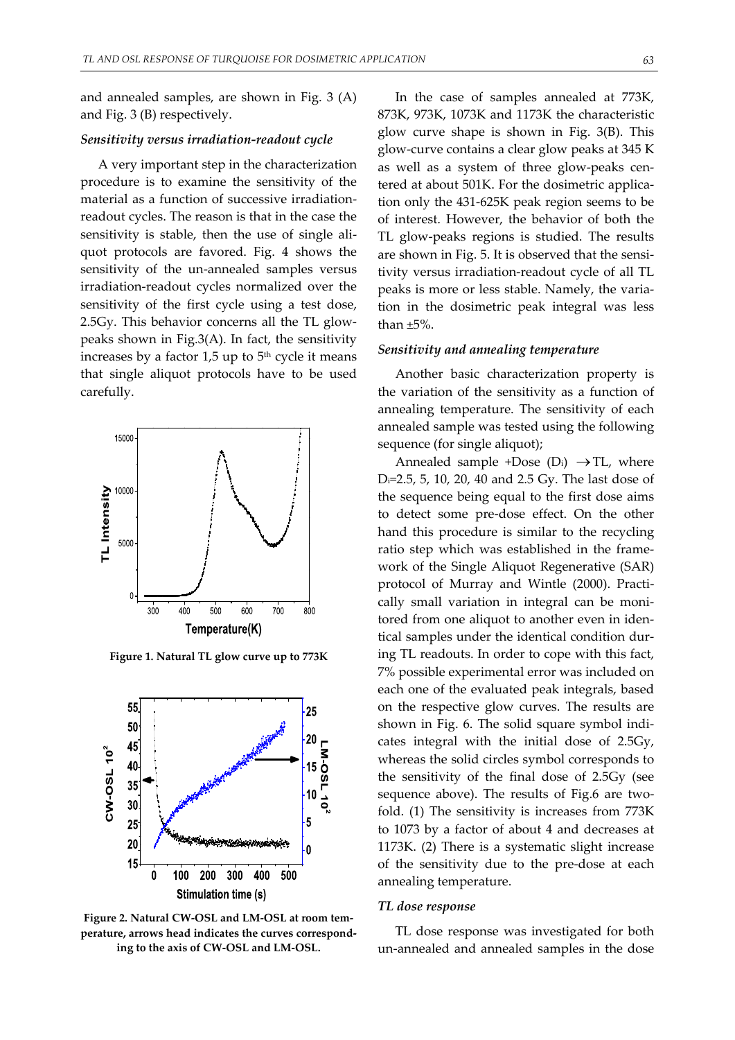and annealed samples, are shown in Fig. 3 (A) and Fig. 3 (B) respectively.

*Sensitivity versus irradiation-readout cycle*

A very important step in the characterization procedure is to examine the sensitivity of the material as a function of successive irradiation-readout cycles. The reason is that in the case the sensitivity is stable, then the use of single aliquot protocols are favored. Fig. 4 shows the sensitivity of the un-annealed samples versus irradiation-readout cycles normalized over the sensitivity of the first cycle using a test dose, 2.5Gy. This behavior concerns all the TL glow-peaks shown in Fig.3(A). In fact, the sensitivity increases by a factor 1,5 up to $5^{th}$ cycle it means that single aliquot protocols have to be used carefully.

**Figure 1. Natural TL glow curve up to 773K**

**Figure 2. Natural CW-OSL and LM-OSL at room temperature, arrows head indicates the curves corresponding to the axis of CW-OSL and LM-OSL.**

In the case of samples annealed at 773K, 873K, 973K, 1073K and 1173K the characteristic glow curve shape is shown in Fig. 3(B). This glow-curve contains a clear glow peaks at 345 K as well as a system of three glow-peaks centered at about 501K. For the dosimetric application only the 431-625K peak region seems to be of interest. However, the behavior of both the TL glow-peaks regions is studied. The results are shown in Fig. 5. It is observed that the sensitivity versus irradiation-readout cycle of all TL peaks is more or less stable. Namely, the variation in the dosimetric peak integral was less than ±5%.

*Sensitivity and annealing temperature*

Another basic characterization property is the variation of the sensitivity as a function of annealing temperature. The sensitivity of each annealed sample was tested using the following sequence (for single aliquot);

Annealed sample +Dose ($D_i$) $\rightarrow$TL, where $D_i$=2.5, 5, 10, 20, 40 and 2.5 Gy. The last dose of the sequence being equal to the first dose aims to detect some pre-dose effect. On the other hand this procedure is similar to the recycling ratio step which was established in the framework of the Single Aliquot Regenerative (SAR) protocol of Murray and Wintle (2000). Practically small variation in integral can be monitored from one aliquot to another even in identical samples under the identical condition during TL readouts. In order to cope with this fact, 7% possible experimental error was included on each one of the evaluated peak integrals, based on the respective glow curves. The results are shown in Fig. 6. The solid square symbol indicates integral with the initial dose of 2.5Gy, whereas the solid circles symbol corresponds to the sensitivity of the final dose of 2.5Gy (see sequence above). The results of Fig.6 are two-fold. (1) The sensitivity is increases from 773K to 1073 by a factor of about 4 and decreases at 1173K. (2) There is a systematic slight increase of the sensitivity due to the pre-dose at each annealing temperature.

*TL dose response*

TL dose response was investigated for both un-annealed and annealed samples in the dose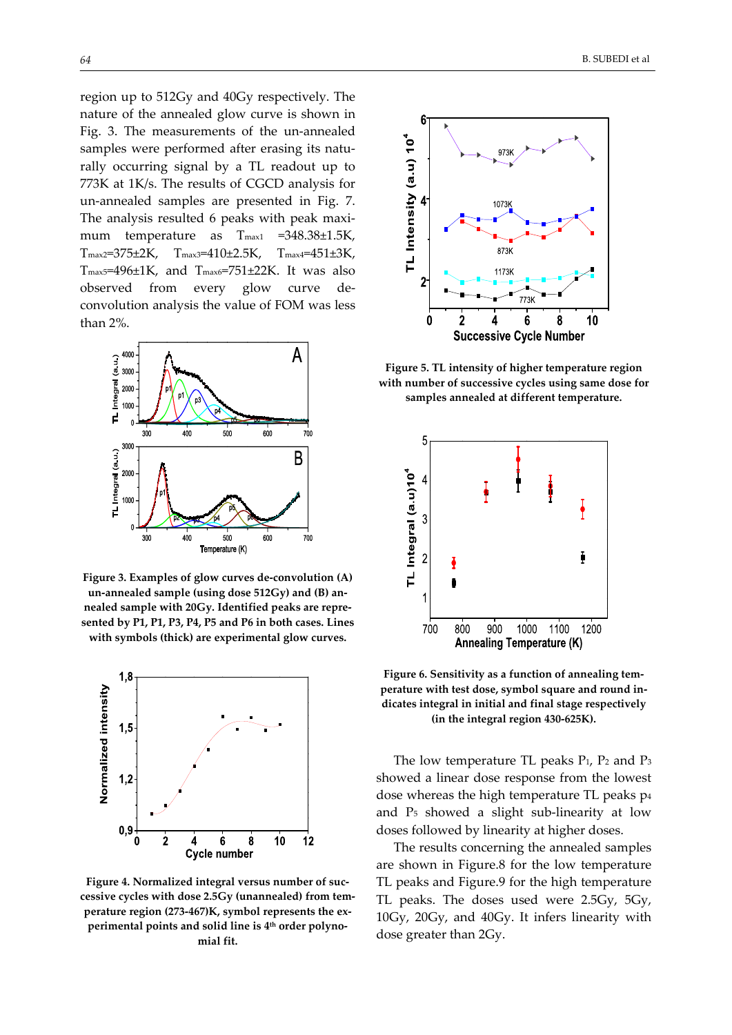region up to 512Gy and 40Gy respectively. The nature of the annealed glow curve is shown in Fig. 3. The measurements of the un-annealed samples were performed after erasing its naturally occurring signal by a TL readout up to 773K at 1K/s. The results of CGCD analysis for un-annealed samples are presented in Fig. 7. The analysis resulted 6 peaks with peak maximum temperature as $T_{max1}$ =348.38±1.5K, $T_{max2}$=375±2K, $T_{max3}$=410±2.5K, $T_{max4}$=451±3K, $T_{max5}$=496±1K, and $T_{max6}$=751±22K. It was also observed from every glow curve deconvolution analysis the value of FOM was less than 2%.

**Figure 3. Examples of glow curves de-convolution (A) un-annealed sample (using dose 512Gy) and (B) annealed sample with 20Gy. Identified peaks are represented by P1, P1, P3, P4, P5 and P6 in both cases. Lines with symbols (thick) are experimental glow curves.**

**Figure 4. Normalized integral versus number of successive cycles with dose 2.5Gy (unannealed) from temperature region (273-467)K, symbol represents the experimental points and solid line is 4th order polynomial fit.**

**Figure 5. TL intensity of higher temperature region with number of successive cycles using same dose for samples annealed at different temperature.**

**Figure 6. Sensitivity as a function of annealing temperature with test dose, symbol square and round indicates integral in initial and final stage respectively (in the integral region 430-625K).**

The low temperature TL peaks $P_1$, $P_2$ and $P_3$ showed a linear dose response from the lowest dose whereas the high temperature TL peaks $p_4$ and $P_5$ showed a slight sub-linearity at low doses followed by linearity at higher doses.

The results concerning the annealed samples are shown in Figure.8 for the low temperature TL peaks and Figure.9 for the high temperature TL peaks. The doses used were 2.5Gy, 5Gy, 10Gy, 20Gy, and 40Gy. It infers linearity with dose greater than 2Gy.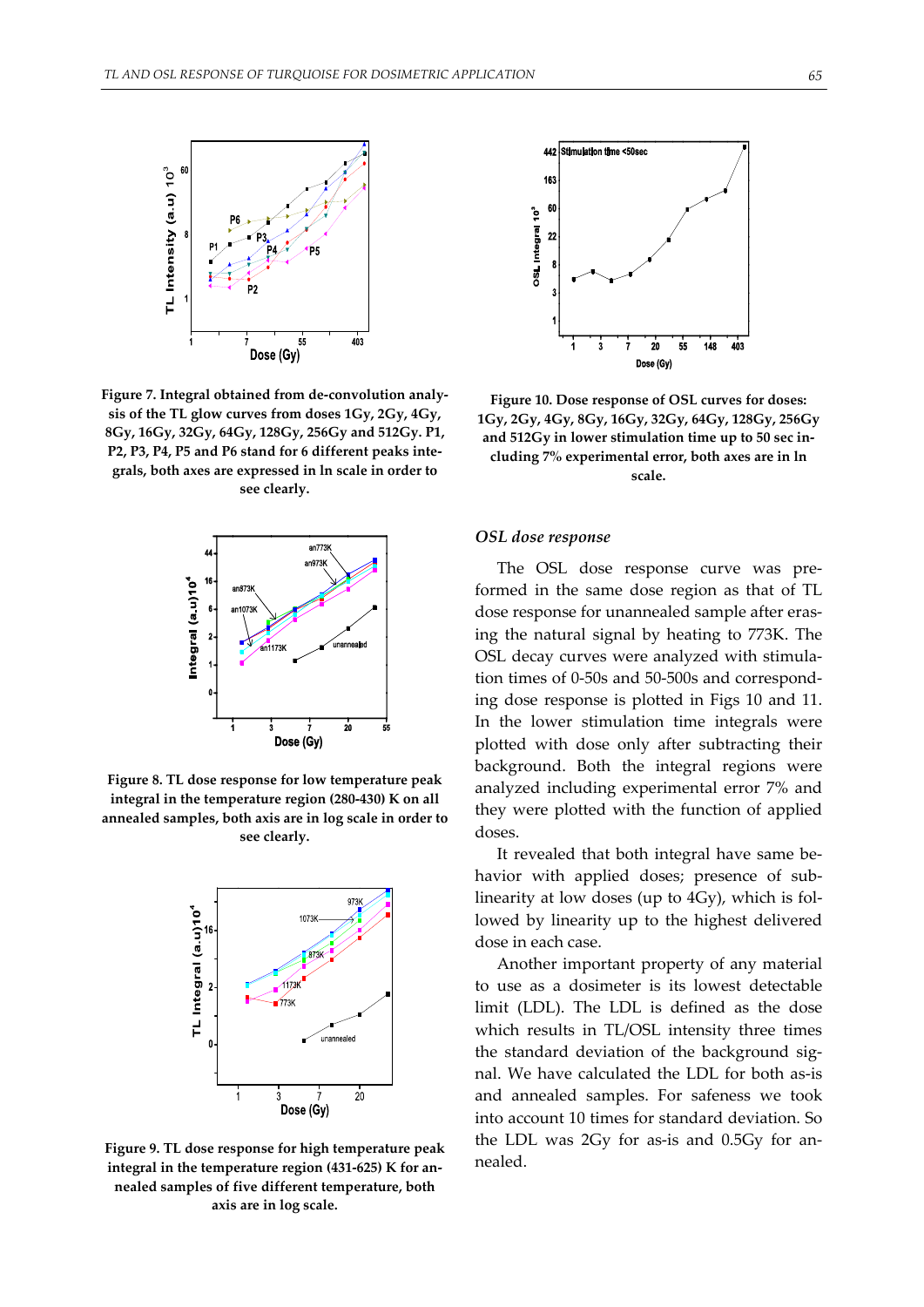Figure 7. Integral obtained from de-convolution analysis of the TL glow curves from doses 1Gy, 2Gy, 4Gy, 8Gy, 16Gy, 32Gy, 64Gy, 128Gy, 256Gy and 512Gy. P1, P2, P3, P4, P5 and P6 stand for 6 different peaks integrals, both axes are expressed in ln scale in order to see clearly.

Figure 8. TL dose response for low temperature peak integral in the temperature region (280-430) K on all annealed samples, both axis are in log scale in order to see clearly.

Figure 9. TL dose response for high temperature peak integral in the temperature region (431-625) K for annealed samples of five different temperature, both axis are in log scale.

Figure 10. Dose response of OSL curves for doses: 1Gy, 2Gy, 4Gy, 8Gy, 16Gy, 32Gy, 64Gy, 128Gy, 256Gy and 512Gy in lower stimulation time up to 50 sec including 7% experimental error, both axes are in ln scale.

### *OSL dose response*

The OSL dose response curve was preformed in the same dose region as that of TL dose response for unannealed sample after erasing the natural signal by heating to 773K. The OSL decay curves were analyzed with stimulation times of 0-50s and 50-500s and corresponding dose response is plotted in Figs 10 and 11. In the lower stimulation time integrals were plotted with dose only after subtracting their background. Both the integral regions were analyzed including experimental error 7% and they were plotted with the function of applied doses.

It revealed that both integral have same behavior with applied doses; presence of sub-linearity at low doses (up to 4Gy), which is followed by linearity up to the highest delivered dose in each case.

Another important property of any material to use as a dosimeter is its lowest detectable limit (LDL). The LDL is defined as the dose which results in TL/OSL intensity three times the standard deviation of the background signal. We have calculated the LDL for both as-is and annealed samples. For safeness we took into account 10 times for standard deviation. So the LDL was 2Gy for as-is and 0.5Gy for annealed.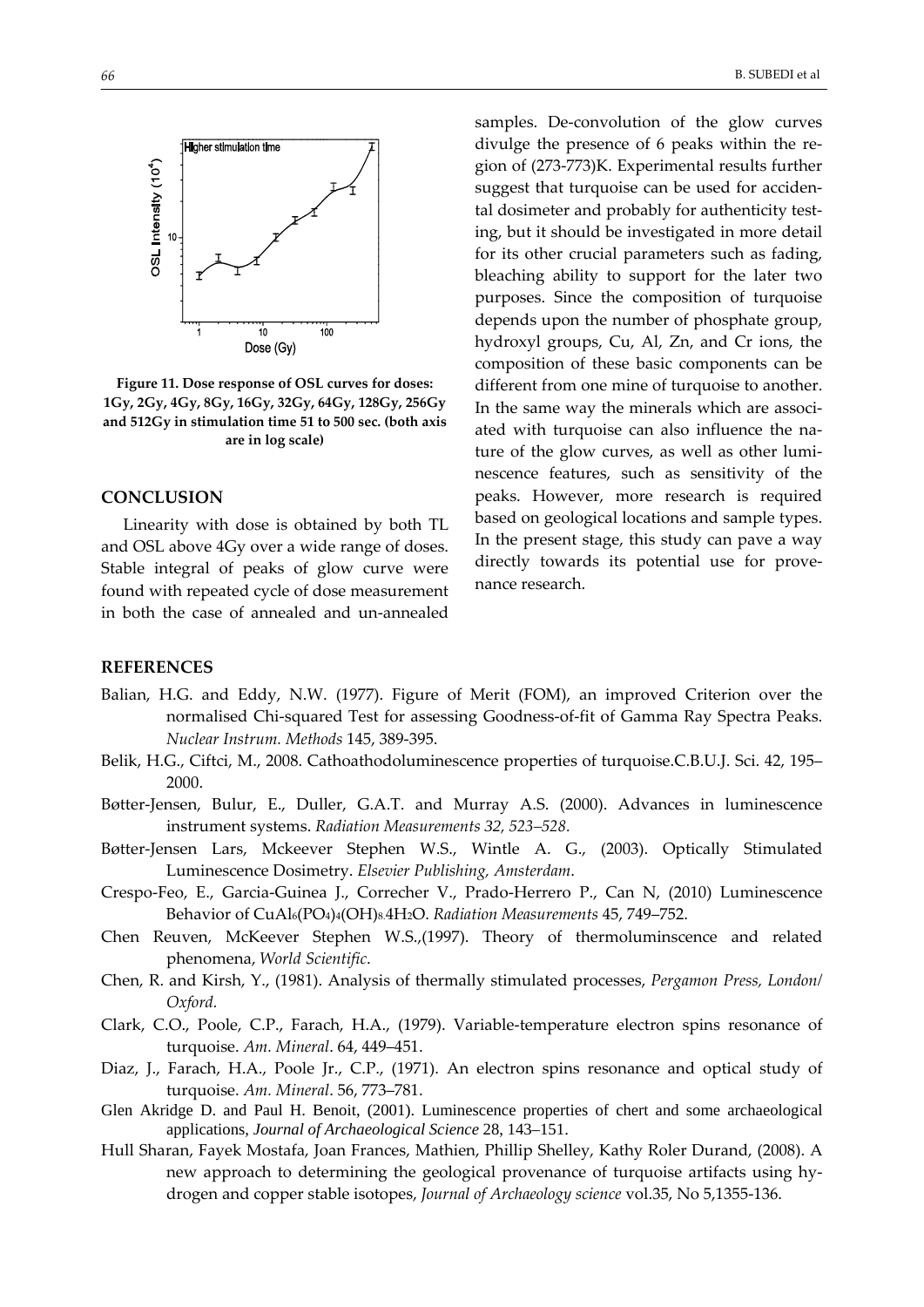Figure 11. Dose response of OSL curves for doses: 1Gy, 2Gy, 4Gy, 8Gy, 16Gy, 32Gy, 64Gy, 128Gy, 256Gy and 512Gy in stimulation time 51 to 500 sec. (both axis are in log scale)

## CONCLUSION

Linearity with dose is obtained by both TL and OSL above 4Gy over a wide range of doses. Stable integral of peaks of glow curve were found with repeated cycle of dose measurement in both the case of annealed and un-annealed samples. De-convolution of the glow curves divulge the presence of 6 peaks within the region of (273-773)K. Experimental results further suggest that turquoise can be used for accidental dosimeter and probably for authenticity testing, but it should be investigated in more detail for its other crucial parameters such as fading, bleaching ability to support for the later two purposes. Since the composition of turquoise depends upon the number of phosphate group, hydroxyl groups, Cu, Al, Zn, and Cr ions, the composition of these basic components can be different from one mine of turquoise to another. In the same way the minerals which are associated with turquoise can also influence the nature of the glow curves, as well as other luminescence features, such as sensitivity of the peaks. However, more research is required based on geological locations and sample types. In the present stage, this study can pave a way directly towards its potential use for provenance research.

## REFERENCES

Balian, H.G. and Eddy, N.W. (1977). Figure of Merit (FOM), an improved Criterion over the normalised Chi-squared Test for assessing Goodness-of-fit of Gamma Ray Spectra Peaks. *Nuclear Instrum. Methods* 145, 389-395.

Belik, H.G., Ciftci, M., 2008. Cathoathodoluminescence properties of turquoise.C.B.U.J. Sci. 42, 195–2000.

Bøtter-Jensen, Bulur, E., Duller, G.A.T. and Murray A.S. (2000). Advances in luminescence instrument systems. *Radiation Measurements 32, 523–528.*

Bøtter-Jensen Lars, Mckeever Stephen W.S., Wintle A. G., (2003). Optically Stimulated Luminescence Dosimetry. *Elsevier Publishing, Amsterdam*.

Crespo-Feo, E., Garcia-Guinea J., Correcher V., Prado-Herrero P., Can N, (2010) Luminescence Behavior of $CuAl_6(PO_4)_4(OH)_8.4H_2O$. *Radiation Measurements* 45, 749–752.

Chen Reuven, McKeever Stephen W.S.,(1997). Theory of thermoluminscence and related phenomena, *World Scientific.*

Chen, R. and Kirsh, Y., (1981). Analysis of thermally stimulated processes, *Pergamon Press, London/ Oxford.*

Clark, C.O., Poole, C.P., Farach, H.A., (1979). Variable-temperature electron spins resonance of turquoise. *Am. Mineral*. 64, 449–451.

Diaz, J., Farach, H.A., Poole Jr., C.P., (1971). An electron spins resonance and optical study of turquoise. *Am. Mineral*. 56, 773–781.

Glen Akridge D. and Paul H. Benoit, (2001). Luminescence properties of chert and some archaeological applications, *Journal of Archaeological Science* 28, 143–151.

Hull Sharan, Fayek Mostafa, Joan Frances, Mathien, Phillip Shelley, Kathy Roler Durand, (2008). A new approach to determining the geological provenance of turquoise artifacts using hydrogen and copper stable isotopes, *Journal of Archaeology science* vol.35, No 5,1355-136.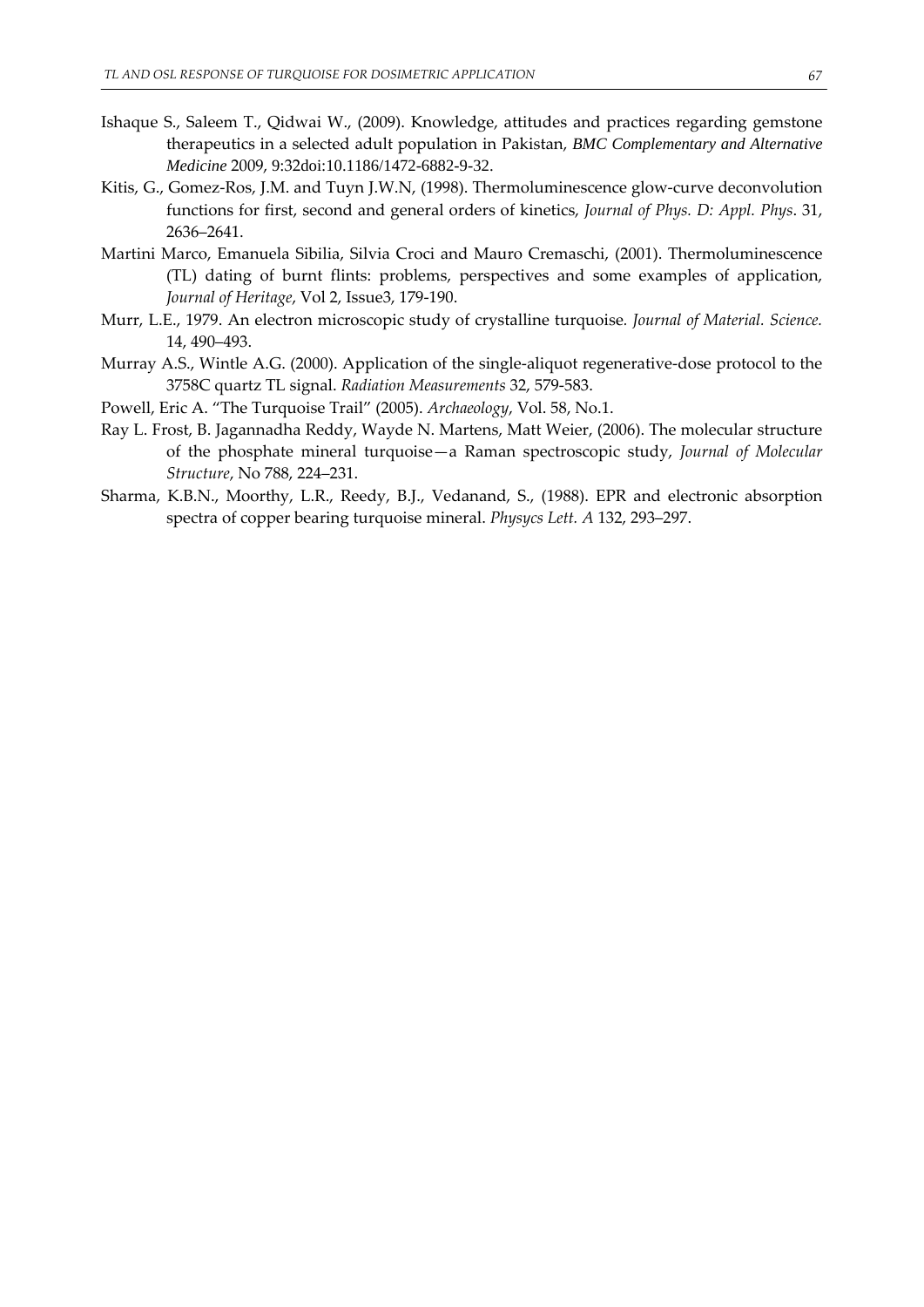Ishaque S., Saleem T., Qidwai W., (2009). Knowledge, attitudes and practices regarding gemstone therapeutics in a selected adult population in Pakistan, *BMC Complementary and Alternative Medicine* 2009, 9:32doi:10.1186/1472-6882-9-32.

Kitis, G., Gomez-Ros, J.M. and Tuyn J.W.N, (1998). Thermoluminescence glow-curve deconvolution functions for first, second and general orders of kinetics, *Journal of Phys. D: Appl. Phys*. 31, 2636–2641.

Martini Marco, Emanuela Sibilia, Silvia Croci and Mauro Cremaschi, (2001). Thermoluminescence (TL) dating of burnt flints: problems, perspectives and some examples of application, *Journal of Heritage*, Vol 2, Issue3, 179-190.

Murr, L.E., 1979. An electron microscopic study of crystalline turquoise. *Journal of Material. Science.* 14, 490–493.

Murray A.S., Wintle A.G. (2000). Application of the single-aliquot regenerative-dose protocol to the 3758C quartz TL signal. *Radiation Measurements* 32, 579-583.

Powell, Eric A. "The Turquoise Trail" (2005). *Archaeology*, Vol. 58, No.1.

Ray L. Frost, B. Jagannadha Reddy, Wayde N. Martens, Matt Weier, (2006). The molecular structure of the phosphate mineral turquoise—a Raman spectroscopic study, *Journal of Molecular Structure*, No 788, 224–231.

Sharma, K.B.N., Moorthy, L.R., Reedy, B.J., Vedanand, S., (1988). EPR and electronic absorption spectra of copper bearing turquoise mineral. *Physycs Lett. A* 132, 293–297.